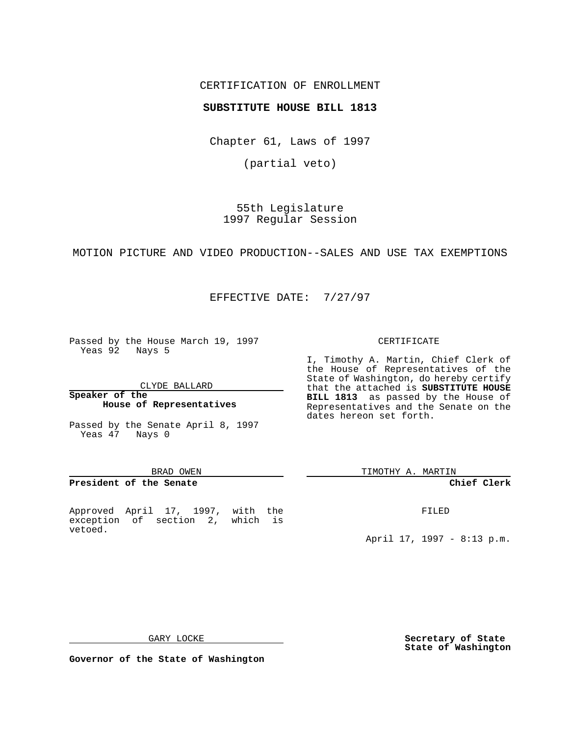CERTIFICATION OF ENROLLMENT

**SUBSTITUTE HOUSE BILL 1813**

Chapter 61, Laws of 1997

(partial veto)

55th Legislature
1997 Regular Session

MOTION PICTURE AND VIDEO PRODUCTION--SALES AND USE TAX EXEMPTIONS

EFFECTIVE DATE: 7/27/97

Passed by the House March 19, 1997
Yeas 92 Nays 5

CLYDE BALLARD

**Speaker of the House of Representatives**

Passed by the Senate April 8, 1997
Yeas 47 Nays 0

BRAD OWEN

**President of the Senate**

Approved April 17, 1997, with the exception of section 2, which is vetoed.

GARY LOCKE

**Governor of the State of Washington**

CERTIFICATE

I, Timothy A. Martin, Chief Clerk of the House of Representatives of the State of Washington, do hereby certify that the attached is **SUBSTITUTE HOUSE BILL 1813** as passed by the House of Representatives and the Senate on the dates hereon set forth.

TIMOTHY A. MARTIN

**Chief Clerk**

FILED

April 17, 1997 - 8:13 p.m.

**Secretary of State State of Washington**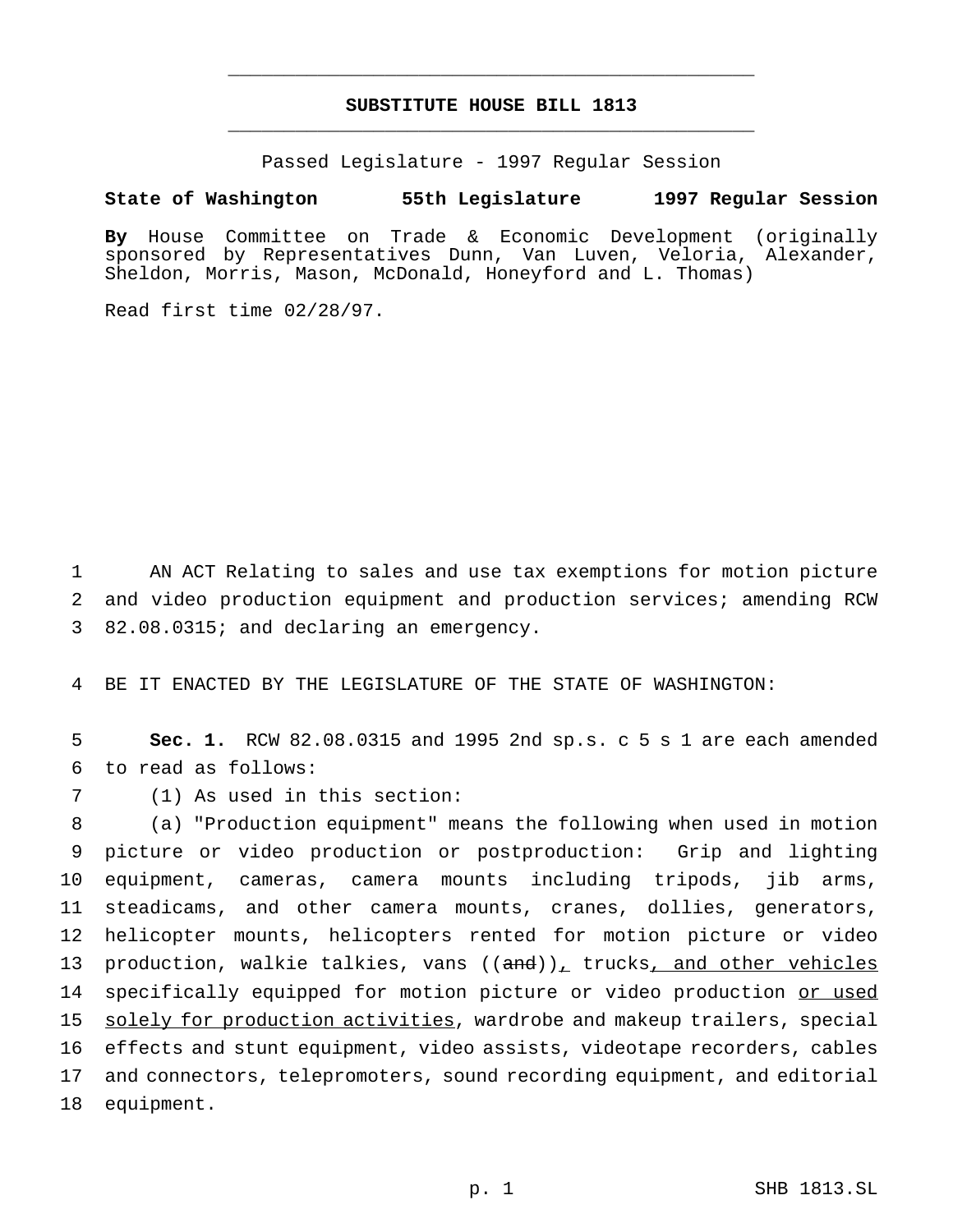# SUBSTITUTE HOUSE BILL 1813

Passed Legislature - 1997 Regular Session

**State of Washington 55th Legislature 1997 Regular Session**

**By** House Committee on Trade & Economic Development (originally sponsored by Representatives Dunn, Van Luven, Veloria, Alexander, Sheldon, Morris, Mason, McDonald, Honeyford and L. Thomas)

Read first time 02/28/97.

AN ACT Relating to sales and use tax exemptions for motion picture and video production equipment and production services; amending RCW 82.08.0315; and declaring an emergency.

BE IT ENACTED BY THE LEGISLATURE OF THE STATE OF WASHINGTON:

**Sec. 1.** RCW 82.08.0315 and 1995 2nd sp.s. c 5 s 1 are each amended to read as follows:

(1) As used in this section:

(a) "Production equipment" means the following when used in motion picture or video production or postproduction: Grip and lighting equipment, cameras, camera mounts including tripods, jib arms, steadicams, and other camera mounts, cranes, dollies, generators, helicopter mounts, helicopters rented for motion picture or video production, walkie talkies, vans ((~~and~~)), trucks, and other vehicles specifically equipped for motion picture or video production or used solely for production activities, wardrobe and makeup trailers, special effects and stunt equipment, video assists, videotape recorders, cables and connectors, telepromoters, sound recording equipment, and editorial equipment.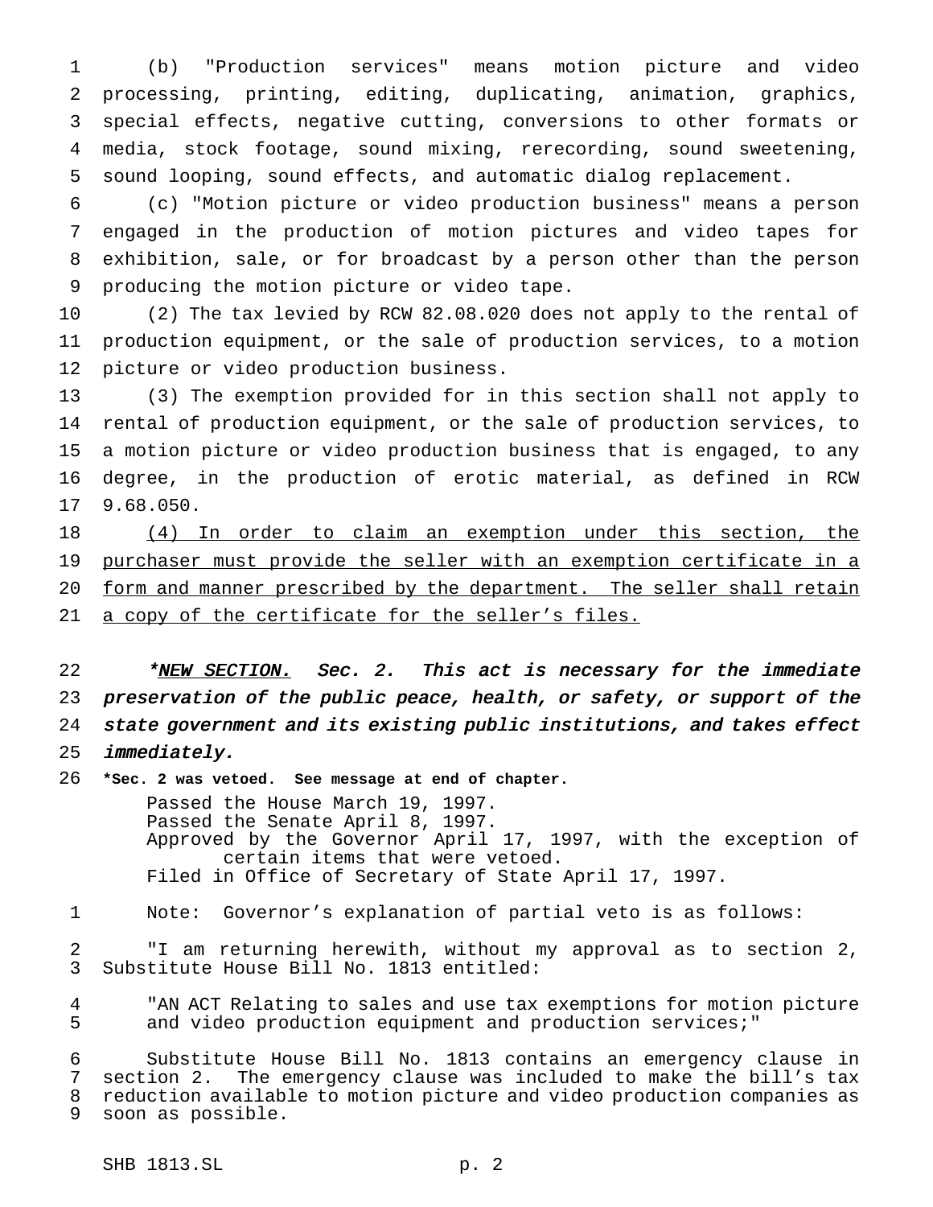(b) "Production services" means motion picture and video processing, printing, editing, duplicating, animation, graphics, special effects, negative cutting, conversions to other formats or media, stock footage, sound mixing, rerecording, sound sweetening, sound looping, sound effects, and automatic dialog replacement.

(c) "Motion picture or video production business" means a person engaged in the production of motion pictures and video tapes for exhibition, sale, or for broadcast by a person other than the person producing the motion picture or video tape.

(2) The tax levied by RCW 82.08.020 does not apply to the rental of production equipment, or the sale of production services, to a motion picture or video production business.

(3) The exemption provided for in this section shall not apply to rental of production equipment, or the sale of production services, to a motion picture or video production business that is engaged, to any degree, in the production of erotic material, as defined in RCW 9.68.050.

<u>(4) In order to claim an exemption under this section, the purchaser must provide the seller with an exemption certificate in a form and manner prescribed by the department. The seller shall retain a copy of the certificate for the seller's files.</u>

***<u>NEW SECTION.</u> Sec. 2. This act is necessary for the immediate preservation of the public peace, health, or safety, or support of the state government and its existing public institutions, and takes effect immediately.***

**\*Sec. 2 was vetoed. See message at end of chapter.**

Passed the House March 19, 1997.
Passed the Senate April 8, 1997.
Approved by the Governor April 17, 1997, with the exception of certain items that were vetoed.
Filed in Office of Secretary of State April 17, 1997.

Note: Governor's explanation of partial veto is as follows:

"I am returning herewith, without my approval as to section 2, Substitute House Bill No. 1813 entitled:

"AN ACT Relating to sales and use tax exemptions for motion picture and video production equipment and production services;"

Substitute House Bill No. 1813 contains an emergency clause in section 2. The emergency clause was included to make the bill's tax reduction available to motion picture and video production companies as soon as possible.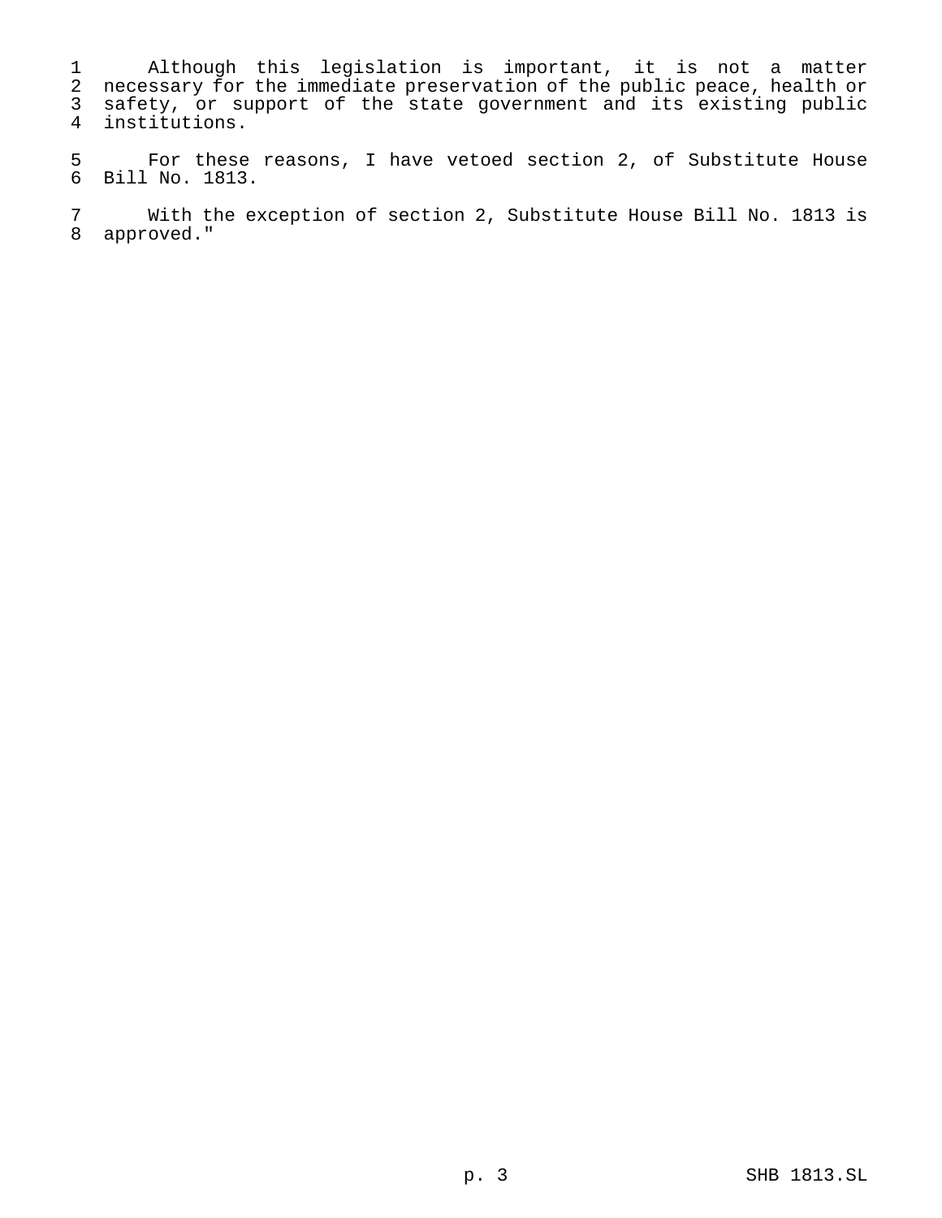Although this legislation is important, it is not a matter necessary for the immediate preservation of the public peace, health or safety, or support of the state government and its existing public institutions.

For these reasons, I have vetoed section 2, of Substitute House Bill No. 1813.

With the exception of section 2, Substitute House Bill No. 1813 is approved."